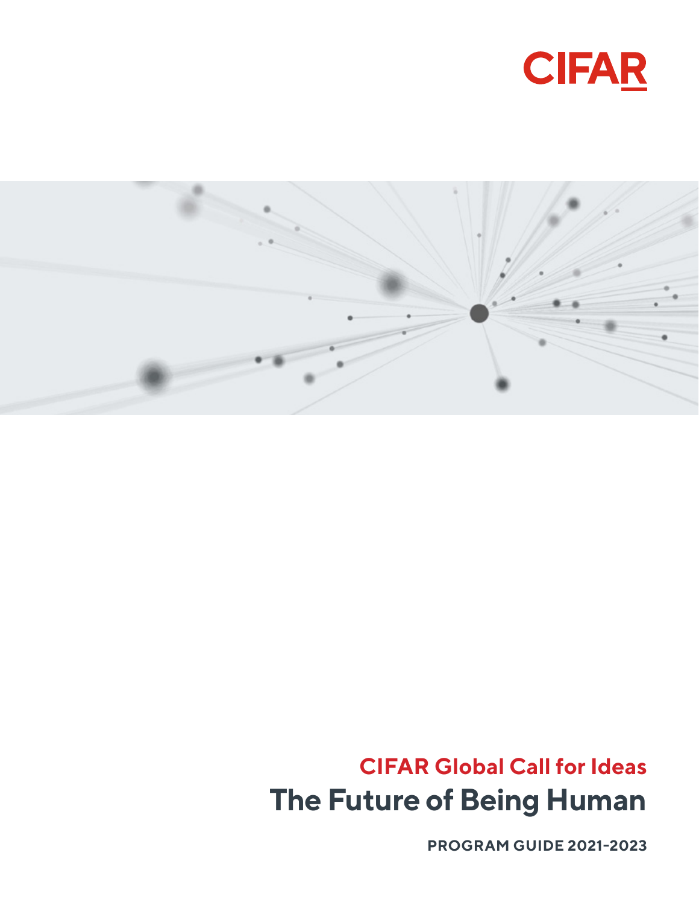CIFAR

## CIFAR Global Call for Ideas

# The Future of Being Human

**PROGRAM GUIDE 2021-2023**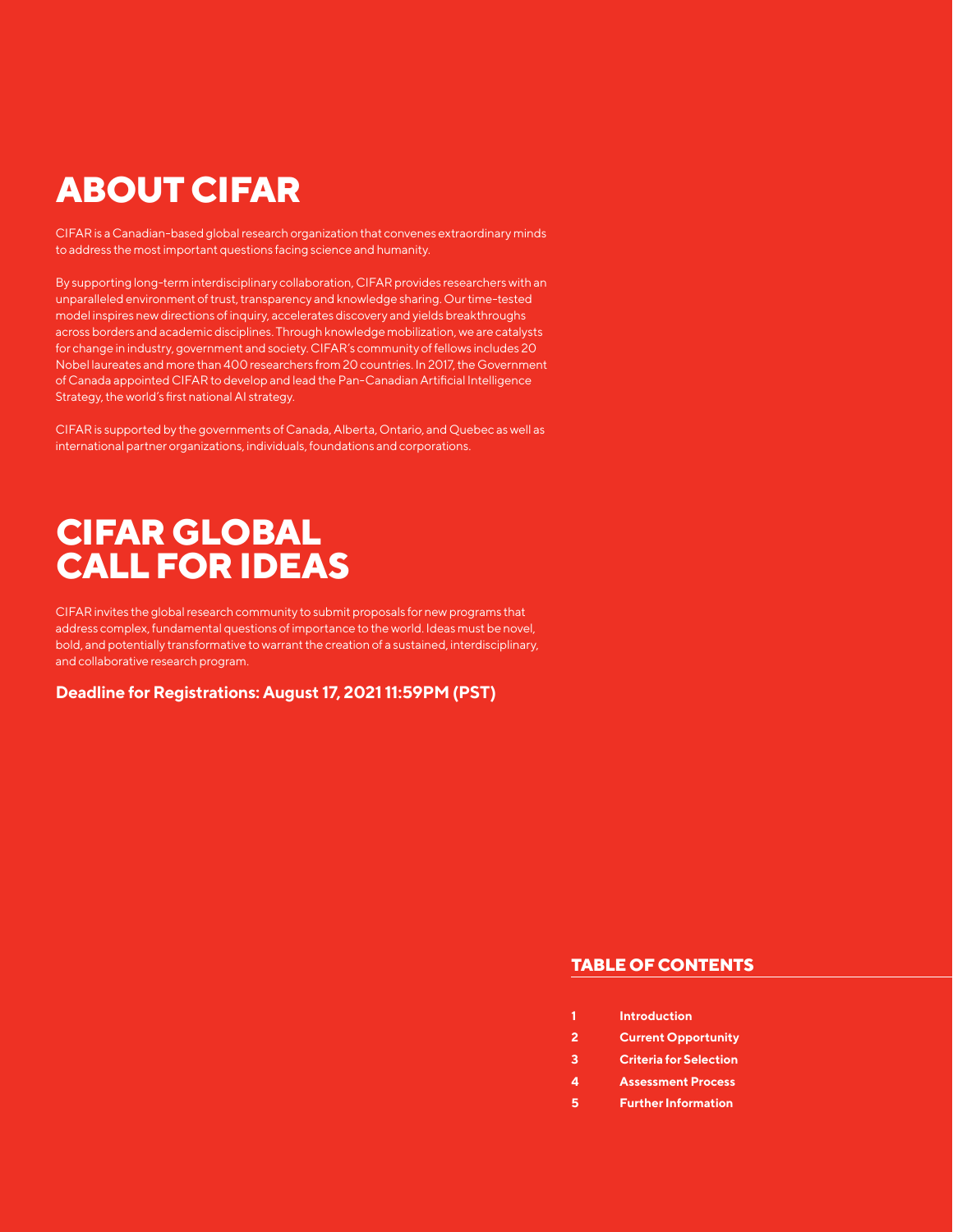# ABOUT CIFAR

CIFAR is a Canadian-based global research organization that convenes extraordinary minds to address the most important questions facing science and humanity.

By supporting long-term interdisciplinary collaboration, CIFAR provides researchers with an unparalleled environment of trust, transparency and knowledge sharing. Our time-tested model inspires new directions of inquiry, accelerates discovery and yields breakthroughs across borders and academic disciplines. Through knowledge mobilization, we are catalysts for change in industry, government and society. CIFAR's community of fellows includes 20 Nobel laureates and more than 400 researchers from 20 countries. In 2017, the Government of Canada appointed CIFAR to develop and lead the Pan-Canadian Artificial Intelligence Strategy, the world's first national AI strategy.

CIFAR is supported by the governments of Canada, Alberta, Ontario, and Quebec as well as international partner organizations, individuals, foundations and corporations.

# CIFAR GLOBAL CALL FOR IDEAS

CIFAR invites the global research community to submit proposals for new programs that address complex, fundamental questions of importance to the world. Ideas must be novel, bold, and potentially transformative to warrant the creation of a sustained, interdisciplinary, and collaborative research program.

**Deadline for Registrations: August 17, 2021 11:59PM (PST)**

## TABLE OF CONTENTS

1. **Introduction**
2. **Current Opportunity**
3. **Criteria for Selection**
4. **Assessment Process**
5. **Further Information**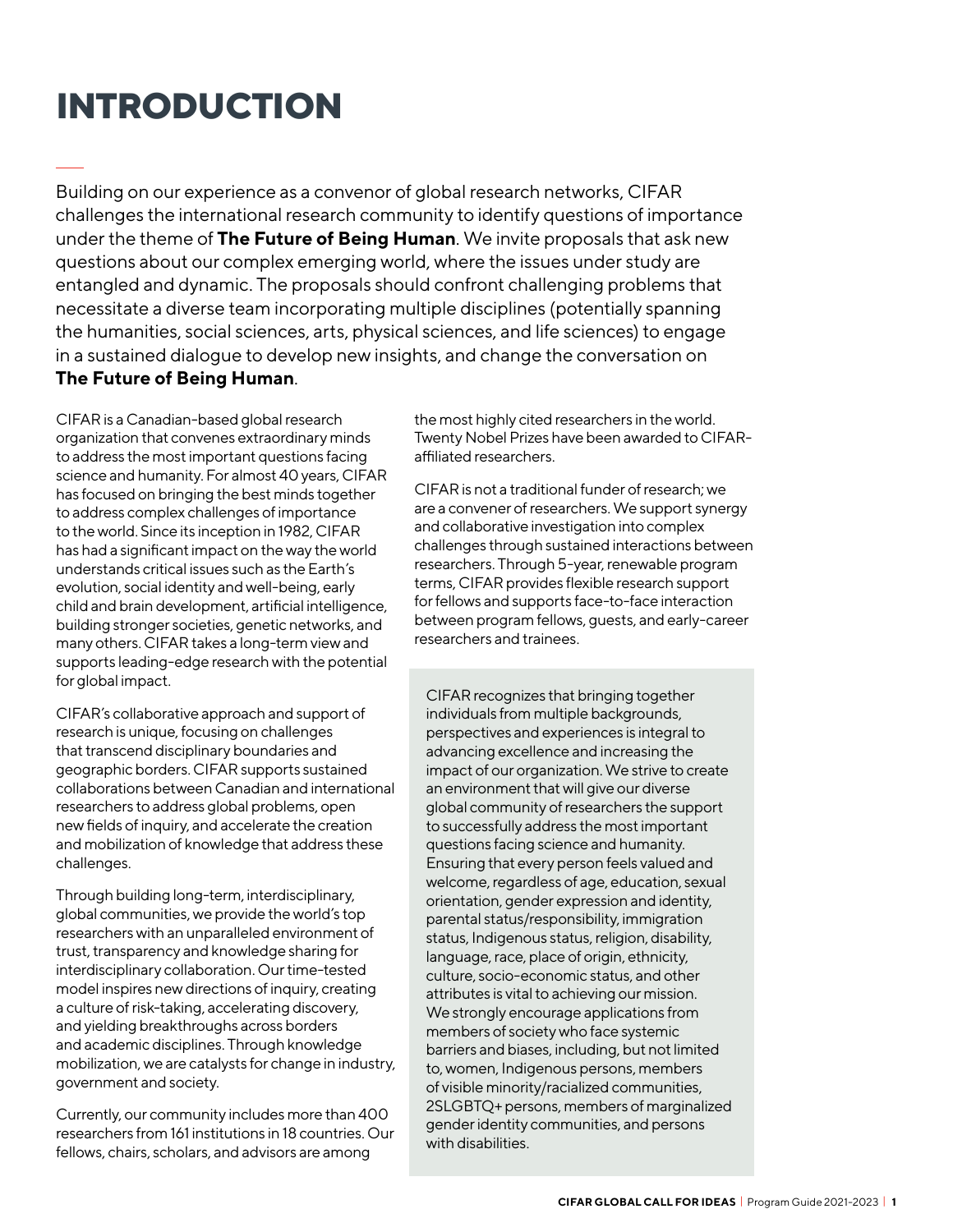# INTRODUCTION

Building on our experience as a convenor of global research networks, CIFAR challenges the international research community to identify questions of importance under the theme of **The Future of Being Human**. We invite proposals that ask new questions about our complex emerging world, where the issues under study are entangled and dynamic. The proposals should confront challenging problems that necessitate a diverse team incorporating multiple disciplines (potentially spanning the humanities, social sciences, arts, physical sciences, and life sciences) to engage in a sustained dialogue to develop new insights, and change the conversation on **The Future of Being Human**.

CIFAR is a Canadian-based global research organization that convenes extraordinary minds to address the most important questions facing science and humanity. For almost 40 years, CIFAR has focused on bringing the best minds together to address complex challenges of importance to the world. Since its inception in 1982, CIFAR has had a significant impact on the way the world understands critical issues such as the Earth's evolution, social identity and well-being, early child and brain development, artificial intelligence, building stronger societies, genetic networks, and many others. CIFAR takes a long-term view and supports leading-edge research with the potential for global impact.

CIFAR's collaborative approach and support of research is unique, focusing on challenges that transcend disciplinary boundaries and geographic borders. CIFAR supports sustained collaborations between Canadian and international researchers to address global problems, open new fields of inquiry, and accelerate the creation and mobilization of knowledge that address these challenges.

Through building long-term, interdisciplinary, global communities, we provide the world's top researchers with an unparalleled environment of trust, transparency and knowledge sharing for interdisciplinary collaboration. Our time-tested model inspires new directions of inquiry, creating a culture of risk-taking, accelerating discovery, and yielding breakthroughs across borders and academic disciplines. Through knowledge mobilization, we are catalysts for change in industry, government and society.

Currently, our community includes more than 400 researchers from 161 institutions in 18 countries. Our fellows, chairs, scholars, and advisors are among the most highly cited researchers in the world. Twenty Nobel Prizes have been awarded to CIFAR-affiliated researchers.

CIFAR is not a traditional funder of research; we are a convener of researchers. We support synergy and collaborative investigation into complex challenges through sustained interactions between researchers. Through 5-year, renewable program terms, CIFAR provides flexible research support for fellows and supports face-to-face interaction between program fellows, guests, and early-career researchers and trainees.

CIFAR recognizes that bringing together individuals from multiple backgrounds, perspectives and experiences is integral to advancing excellence and increasing the impact of our organization. We strive to create an environment that will give our diverse global community of researchers the support to successfully address the most important questions facing science and humanity. Ensuring that every person feels valued and welcome, regardless of age, education, sexual orientation, gender expression and identity, parental status/responsibility, immigration status, Indigenous status, religion, disability, language, race, place of origin, ethnicity, culture, socio-economic status, and other attributes is vital to achieving our mission. We strongly encourage applications from members of society who face systemic barriers and biases, including, but not limited to, women, Indigenous persons, members of visible minority/racialized communities, 2SLGBTQ+ persons, members of marginalized gender identity communities, and persons with disabilities.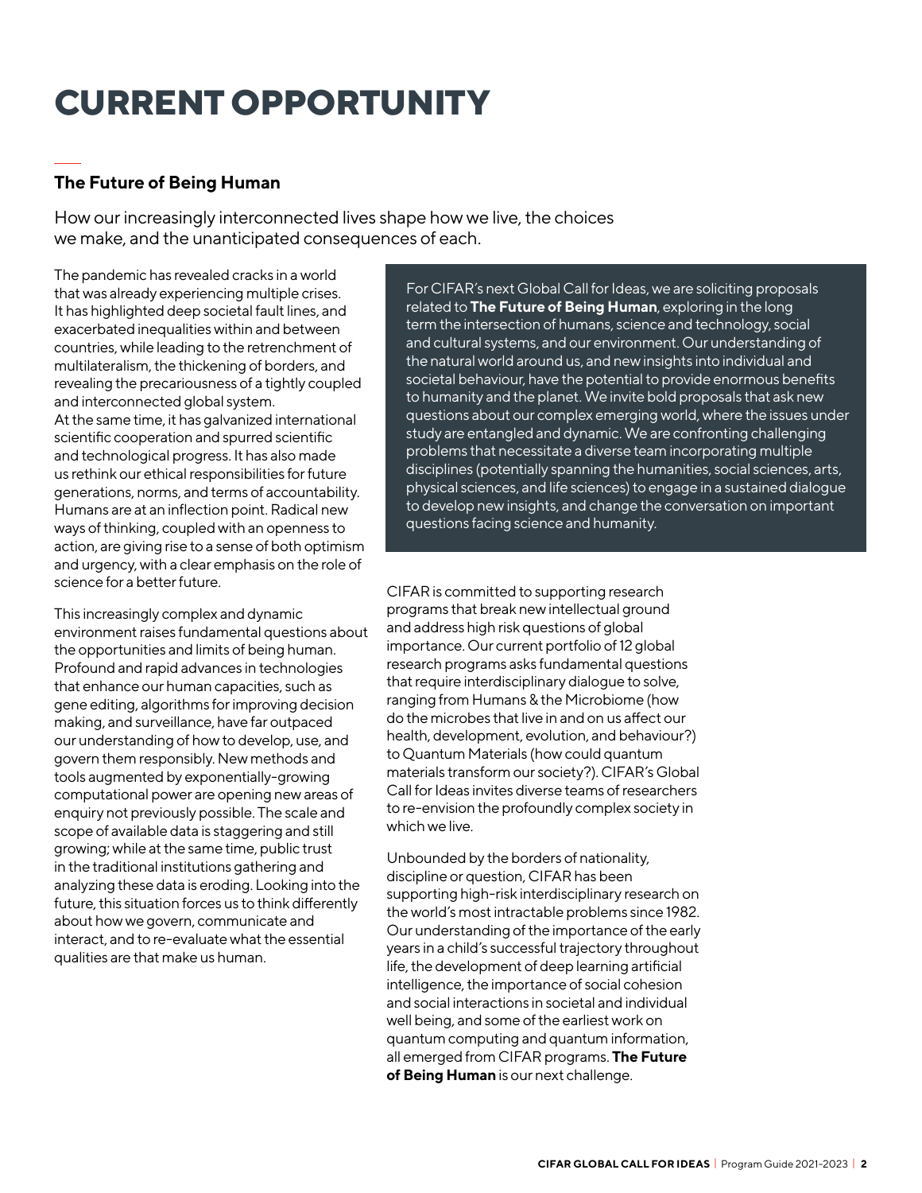# CURRENT OPPORTUNITY

## The Future of Being Human

How our increasingly interconnected lives shape how we live, the choices we make, and the unanticipated consequences of each.

The pandemic has revealed cracks in a world that was already experiencing multiple crises. It has highlighted deep societal fault lines, and exacerbated inequalities within and between countries, while leading to the retrenchment of multilateralism, the thickening of borders, and revealing the precariousness of a tightly coupled and interconnected global system. At the same time, it has galvanized international scientific cooperation and spurred scientific and technological progress. It has also made us rethink our ethical responsibilities for future generations, norms, and terms of accountability. Humans are at an inflection point. Radical new ways of thinking, coupled with an openness to action, are giving rise to a sense of both optimism and urgency, with a clear emphasis on the role of science for a better future.

This increasingly complex and dynamic environment raises fundamental questions about the opportunities and limits of being human. Profound and rapid advances in technologies that enhance our human capacities, such as gene editing, algorithms for improving decision making, and surveillance, have far outpaced our understanding of how to develop, use, and govern them responsibly. New methods and tools augmented by exponentially-growing computational power are opening new areas of enquiry not previously possible. The scale and scope of available data is staggering and still growing; while at the same time, public trust in the traditional institutions gathering and analyzing these data is eroding. Looking into the future, this situation forces us to think differently about how we govern, communicate and interact, and to re-evaluate what the essential qualities are that make us human.

For CIFAR's next Global Call for Ideas, we are soliciting proposals related to **The Future of Being Human**, exploring in the long term the intersection of humans, science and technology, social and cultural systems, and our environment. Our understanding of the natural world around us, and new insights into individual and societal behaviour, have the potential to provide enormous benefits to humanity and the planet. We invite bold proposals that ask new questions about our complex emerging world, where the issues under study are entangled and dynamic. We are confronting challenging problems that necessitate a diverse team incorporating multiple disciplines (potentially spanning the humanities, social sciences, arts, physical sciences, and life sciences) to engage in a sustained dialogue to develop new insights, and change the conversation on important questions facing science and humanity.

CIFAR is committed to supporting research programs that break new intellectual ground and address high risk questions of global importance. Our current portfolio of 12 global research programs asks fundamental questions that require interdisciplinary dialogue to solve, ranging from Humans & the Microbiome (how do the microbes that live in and on us affect our health, development, evolution, and behaviour?) to Quantum Materials (how could quantum materials transform our society?). CIFAR's Global Call for Ideas invites diverse teams of researchers to re-envision the profoundly complex society in which we live.

Unbounded by the borders of nationality, discipline or question, CIFAR has been supporting high-risk interdisciplinary research on the world's most intractable problems since 1982. Our understanding of the importance of the early years in a child's successful trajectory throughout life, the development of deep learning artificial intelligence, the importance of social cohesion and social interactions in societal and individual well being, and some of the earliest work on quantum computing and quantum information, all emerged from CIFAR programs. **The Future of Being Human** is our next challenge.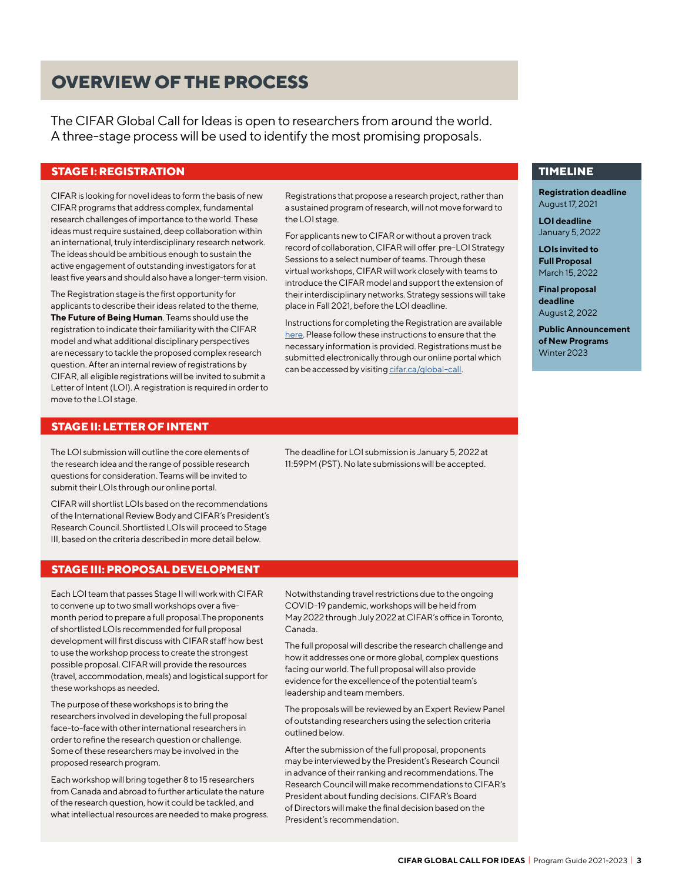# OVERVIEW OF THE PROCESS

The CIFAR Global Call for Ideas is open to researchers from around the world. A three-stage process will be used to identify the most promising proposals.

## STAGE I: REGISTRATION

CIFAR is looking for novel ideas to form the basis of new CIFAR programs that address complex, fundamental research challenges of importance to the world. These ideas must require sustained, deep collaboration within an international, truly interdisciplinary research network. The ideas should be ambitious enough to sustain the active engagement of outstanding investigators for at least five years and should also have a longer-term vision.

The Registration stage is the first opportunity for applicants to describe their ideas related to the theme, **The Future of Being Human**. Teams should use the registration to indicate their familiarity with the CIFAR model and what additional disciplinary perspectives are necessary to tackle the proposed complex research question. After an internal review of registrations by CIFAR, all eligible registrations will be invited to submit a Letter of Intent (LOI). A registration is required in order to move to the LOI stage.

Registrations that propose a research project, rather than a sustained program of research, will not move forward to the LOI stage.

For applicants new to CIFAR or without a proven track record of collaboration, CIFAR will offer pre-LOI Strategy Sessions to a select number of teams. Through these virtual workshops, CIFAR will work closely with teams to introduce the CIFAR model and support the extension of their interdisciplinary networks. Strategy sessions will take place in Fall 2021, before the LOI deadline.

Instructions for completing the Registration are available [here](). Please follow these instructions to ensure that the necessary information is provided. Registrations must be submitted electronically through our online portal which can be accessed by visiting [cifar.ca/global-call]().

## TIMELINE

**Registration deadline**
August 17, 2021

**LOI deadline**
January 5, 2022

**LOIs invited to Full Proposal**
March 15, 2022

**Final proposal deadline**
August 2, 2022

**Public Announcement of New Programs**
Winter 2023

## STAGE II: LETTER OF INTENT

The LOI submission will outline the core elements of the research idea and the range of possible research questions for consideration. Teams will be invited to submit their LOIs through our online portal.

CIFAR will shortlist LOIs based on the recommendations of the International Review Body and CIFAR's President's Research Council. Shortlisted LOIs will proceed to Stage III, based on the criteria described in more detail below.

The deadline for LOI submission is January 5, 2022 at 11:59PM (PST). No late submissions will be accepted.

## STAGE III: PROPOSAL DEVELOPMENT

Each LOI team that passes Stage II will work with CIFAR to convene up to two small workshops over a five-month period to prepare a full proposal.The proponents of shortlisted LOIs recommended for full proposal development will first discuss with CIFAR staff how best to use the workshop process to create the strongest possible proposal. CIFAR will provide the resources (travel, accommodation, meals) and logistical support for these workshops as needed.

The purpose of these workshops is to bring the researchers involved in developing the full proposal face-to-face with other international researchers in order to refine the research question or challenge. Some of these researchers may be involved in the proposed research program.

Each workshop will bring together 8 to 15 researchers from Canada and abroad to further articulate the nature of the research question, how it could be tackled, and what intellectual resources are needed to make progress.

Notwithstanding travel restrictions due to the ongoing COVID-19 pandemic, workshops will be held from May 2022 through July 2022 at CIFAR's office in Toronto, Canada.

The full proposal will describe the research challenge and how it addresses one or more global, complex questions facing our world. The full proposal will also provide evidence for the excellence of the potential team's leadership and team members.

The proposals will be reviewed by an Expert Review Panel of outstanding researchers using the selection criteria outlined below.

After the submission of the full proposal, proponents may be interviewed by the President's Research Council in advance of their ranking and recommendations. The Research Council will make recommendations to CIFAR's President about funding decisions. CIFAR's Board of Directors will make the final decision based on the President's recommendation.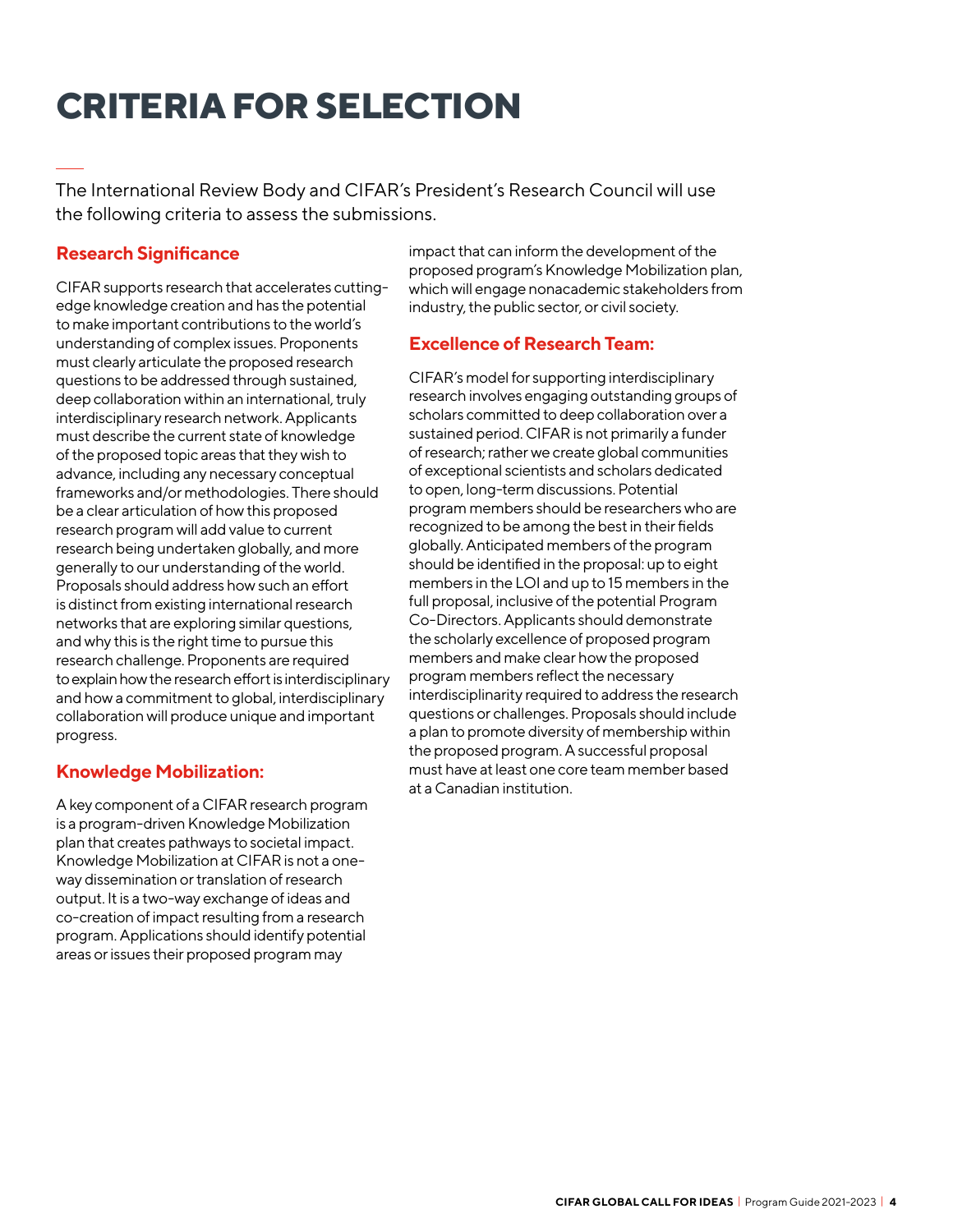# CRITERIA FOR SELECTION

The International Review Body and CIFAR's President's Research Council will use the following criteria to assess the submissions.

## Research Significance

CIFAR supports research that accelerates cutting-edge knowledge creation and has the potential to make important contributions to the world's understanding of complex issues. Proponents must clearly articulate the proposed research questions to be addressed through sustained, deep collaboration within an international, truly interdisciplinary research network. Applicants must describe the current state of knowledge of the proposed topic areas that they wish to advance, including any necessary conceptual frameworks and/or methodologies. There should be a clear articulation of how this proposed research program will add value to current research being undertaken globally, and more generally to our understanding of the world. Proposals should address how such an effort is distinct from existing international research networks that are exploring similar questions, and why this is the right time to pursue this research challenge. Proponents are required to explain how the research effort is interdisciplinary and how a commitment to global, interdisciplinary collaboration will produce unique and important progress.

## Knowledge Mobilization:

A key component of a CIFAR research program is a program-driven Knowledge Mobilization plan that creates pathways to societal impact. Knowledge Mobilization at CIFAR is not a one-way dissemination or translation of research output. It is a two-way exchange of ideas and co-creation of impact resulting from a research program. Applications should identify potential areas or issues their proposed program may impact that can inform the development of the proposed program's Knowledge Mobilization plan, which will engage nonacademic stakeholders from industry, the public sector, or civil society.

## Excellence of Research Team:

CIFAR's model for supporting interdisciplinary research involves engaging outstanding groups of scholars committed to deep collaboration over a sustained period. CIFAR is not primarily a funder of research; rather we create global communities of exceptional scientists and scholars dedicated to open, long-term discussions. Potential program members should be researchers who are recognized to be among the best in their fields globally. Anticipated members of the program should be identified in the proposal: up to eight members in the LOI and up to 15 members in the full proposal, inclusive of the potential Program Co-Directors. Applicants should demonstrate the scholarly excellence of proposed program members and make clear how the proposed program members reflect the necessary interdisciplinarity required to address the research questions or challenges. Proposals should include a plan to promote diversity of membership within the proposed program. A successful proposal must have at least one core team member based at a Canadian institution.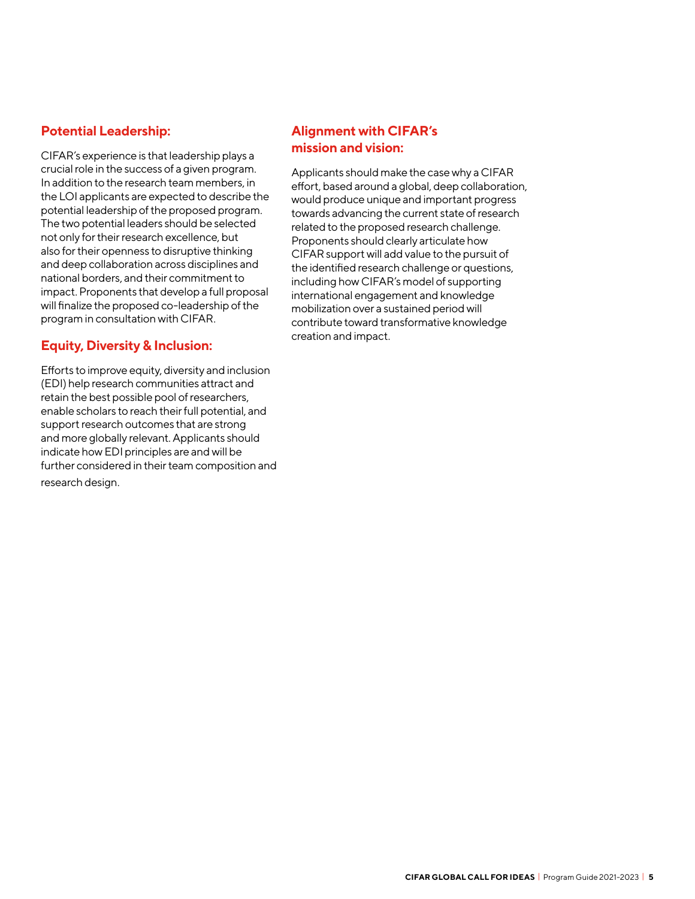### Potential Leadership:

CIFAR's experience is that leadership plays a crucial role in the success of a given program. In addition to the research team members, in the LOI applicants are expected to describe the potential leadership of the proposed program. The two potential leaders should be selected not only for their research excellence, but also for their openness to disruptive thinking and deep collaboration across disciplines and national borders, and their commitment to impact. Proponents that develop a full proposal will finalize the proposed co-leadership of the program in consultation with CIFAR.

### Equity, Diversity & Inclusion:

Efforts to improve equity, diversity and inclusion (EDI) help research communities attract and retain the best possible pool of researchers, enable scholars to reach their full potential, and support research outcomes that are strong and more globally relevant. Applicants should indicate how EDI principles are and will be further considered in their team composition and research design.

### Alignment with CIFAR's mission and vision:

Applicants should make the case why a CIFAR effort, based around a global, deep collaboration, would produce unique and important progress towards advancing the current state of research related to the proposed research challenge. Proponents should clearly articulate how CIFAR support will add value to the pursuit of the identified research challenge or questions, including how CIFAR's model of supporting international engagement and knowledge mobilization over a sustained period will contribute toward transformative knowledge creation and impact.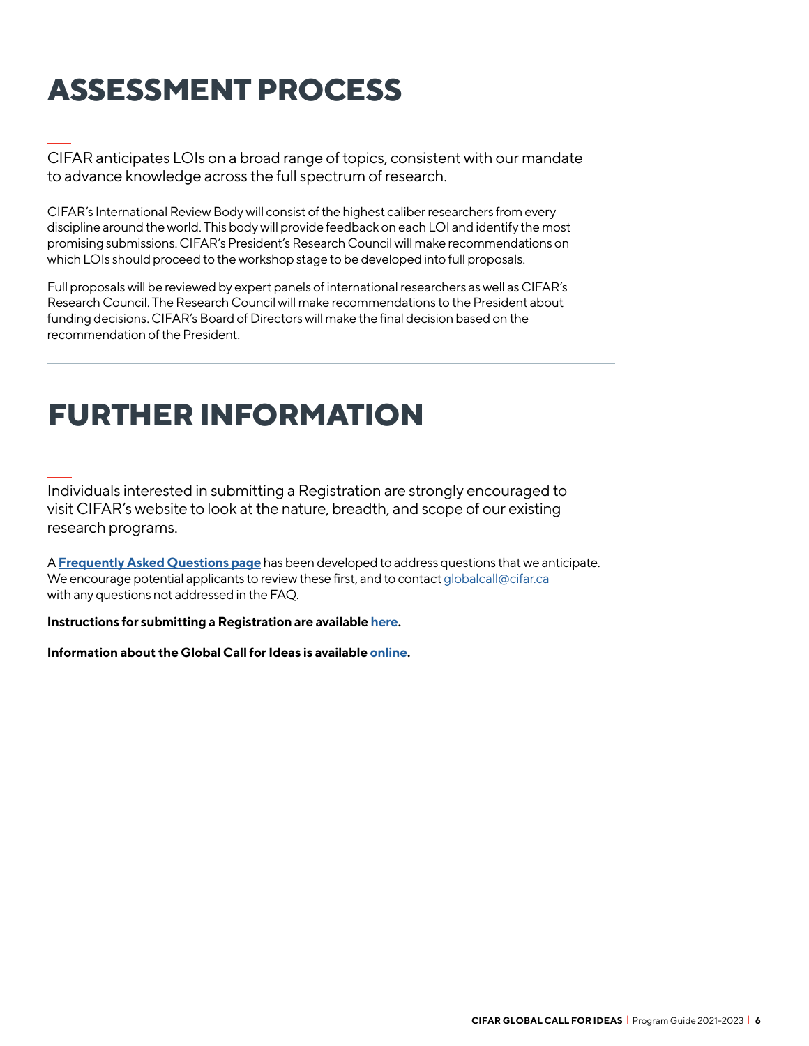# ASSESSMENT PROCESS

CIFAR anticipates LOIs on a broad range of topics, consistent with our mandate to advance knowledge across the full spectrum of research.

CIFAR's International Review Body will consist of the highest caliber researchers from every discipline around the world. This body will provide feedback on each LOI and identify the most promising submissions. CIFAR's President's Research Council will make recommendations on which LOIs should proceed to the workshop stage to be developed into full proposals.

Full proposals will be reviewed by expert panels of international researchers as well as CIFAR's Research Council. The Research Council will make recommendations to the President about funding decisions. CIFAR's Board of Directors will make the final decision based on the recommendation of the President.

---

# FURTHER INFORMATION

Individuals interested in submitting a Registration are strongly encouraged to visit CIFAR's website to look at the nature, breadth, and scope of our existing research programs.

A **Frequently Asked Questions page** has been developed to address questions that we anticipate. We encourage potential applicants to review these first, and to contact globalcall@cifar.ca with any questions not addressed in the FAQ.

**Instructions for submitting a Registration are available here.**

**Information about the Global Call for Ideas is available online.**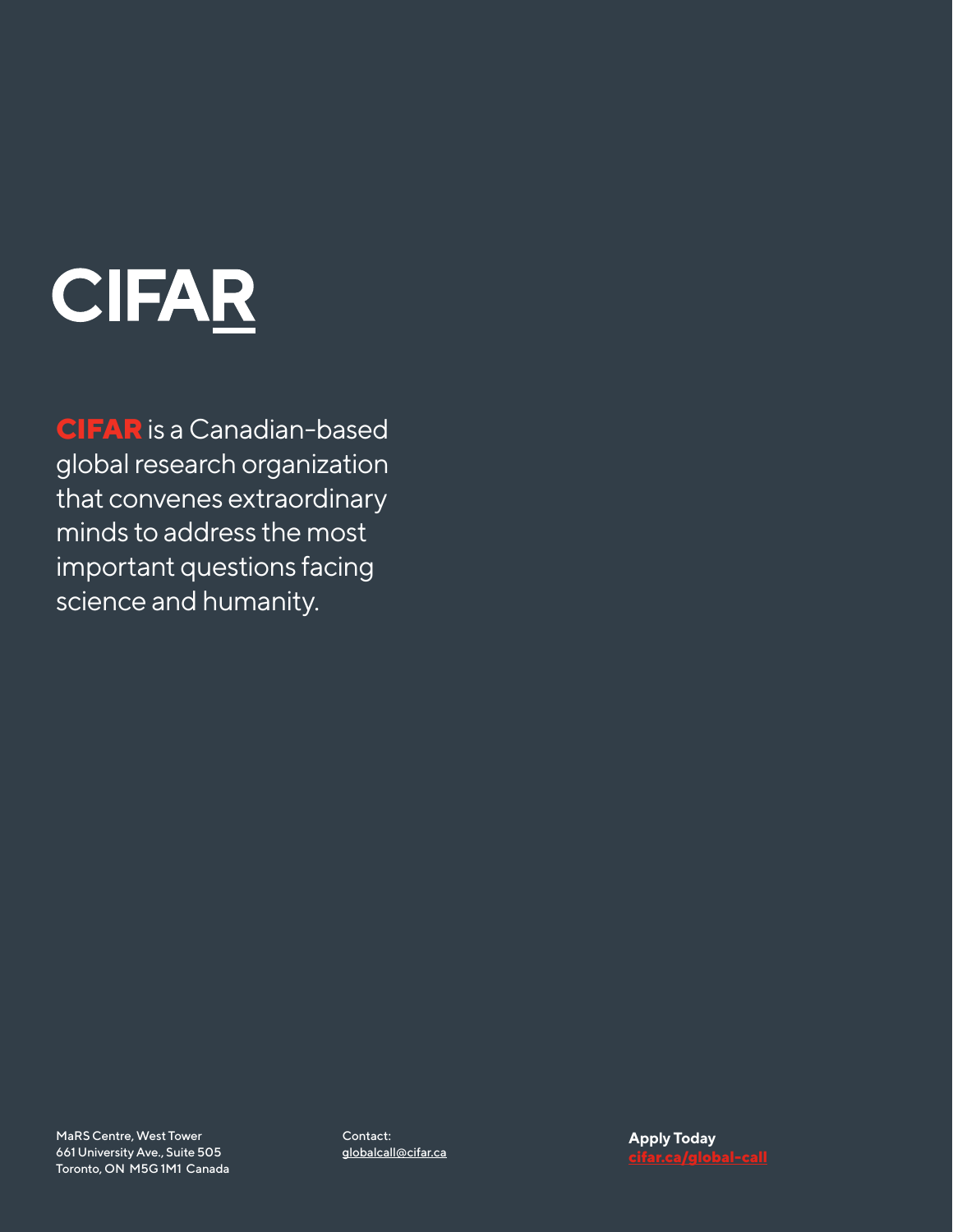# CIFAR

**CIFAR** is a Canadian-based global research organization that convenes extraordinary minds to address the most important questions facing science and humanity.

MaRS Centre, West Tower
661 University Ave., Suite 505
Toronto, ON M5G 1M1 Canada

Contact:
globalcall@cifar.ca

**Apply Today**
**cifar.ca/global-call**